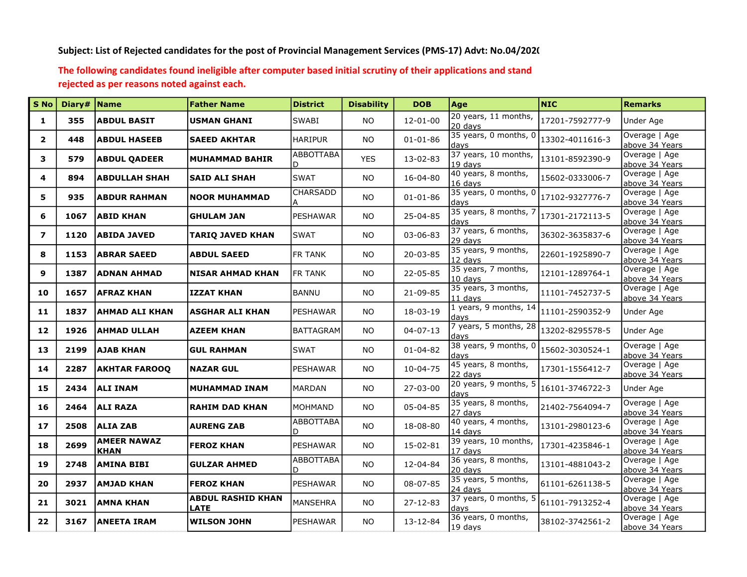**Subject: List of Rejected candidates for the post of Provincial Management Services (PMS-17) Advt: No.04/2020**

**The following candidates found ineligible after computer based initial scrutiny of their applications and stand rejected as per reasons noted against each.**

| S No | Diary# | Name | Father Name | District | Disability | DOB | Age | NIC | Remarks |
|---|---|---|---|---|---|---|---|---|---|
| 1 | 355 | ABDUL BASIT | USMAN GHANI | SWABI | NO | 12-01-00 | 20 years, 11 months, 20 days | 17201-7592777-9 | Under Age |
| 2 | 448 | ABDUL HASEEB | SAEED AKHTAR | HARIPUR | NO | 01-01-86 | 35 years, 0 months, 0 days | 13302-4011616-3 | Overage \| Age above 34 Years |
| 3 | 579 | ABDUL QADEER | MUHAMMAD BAHIR | ABBOTTABAD | YES | 13-02-83 | 37 years, 10 months, 19 days | 13101-8592390-9 | Overage \| Age above 34 Years |
| 4 | 894 | ABDULLAH SHAH | SAID ALI SHAH | SWAT | NO | 16-04-80 | 40 years, 8 months, 16 days | 15602-0333006-7 | Overage \| Age above 34 Years |
| 5 | 935 | ABDUR RAHMAN | NOOR MUHAMMAD | CHARSADDA | NO | 01-01-86 | 35 years, 0 months, 0 days | 17102-9327776-7 | Overage \| Age above 34 Years |
| 6 | 1067 | ABID KHAN | GHULAM JAN | PESHAWAR | NO | 25-04-85 | 35 years, 8 months, 7 days | 17301-2172113-5 | Overage \| Age above 34 Years |
| 7 | 1120 | ABIDA JAVED | TARIQ JAVED KHAN | SWAT | NO | 03-06-83 | 37 years, 6 months, 29 days | 36302-3635837-6 | Overage \| Age above 34 Years |
| 8 | 1153 | ABRAR SAEED | ABDUL SAEED | FR TANK | NO | 20-03-85 | 35 years, 9 months, 12 days | 22601-1925890-7 | Overage \| Age above 34 Years |
| 9 | 1387 | ADNAN AHMAD | NISAR AHMAD KHAN | FR TANK | NO | 22-05-85 | 35 years, 7 months, 10 days | 12101-1289764-1 | Overage \| Age above 34 Years |
| 10 | 1657 | AFRAZ KHAN | IZZAT KHAN | BANNU | NO | 21-09-85 | 35 years, 3 months, 11 days | 11101-7452737-5 | Overage \| Age above 34 Years |
| 11 | 1837 | AHMAD ALI KHAN | ASGHAR ALI KHAN | PESHAWAR | NO | 18-03-19 | 1 years, 9 months, 14 days | 11101-2590352-9 | Under Age |
| 12 | 1926 | AHMAD ULLAH | AZEEM KHAN | BATTAGRAM | NO | 04-07-13 | 7 years, 5 months, 28 days | 13202-8295578-5 | Under Age |
| 13 | 2199 | AJAB KHAN | GUL RAHMAN | SWAT | NO | 01-04-82 | 38 years, 9 months, 0 days | 15602-3030524-1 | Overage \| Age above 34 Years |
| 14 | 2287 | AKHTAR FAROOQ | NAZAR GUL | PESHAWAR | NO | 10-04-75 | 45 years, 8 months, 22 days | 17301-1556412-7 | Overage \| Age above 34 Years |
| 15 | 2434 | ALI INAM | MUHAMMAD INAM | MARDAN | NO | 27-03-00 | 20 years, 9 months, 5 days | 16101-3746722-3 | Under Age |
| 16 | 2464 | ALI RAZA | RAHIM DAD KHAN | MOHMAND | NO | 05-04-85 | 35 years, 8 months, 27 days | 21402-7564094-7 | Overage \| Age above 34 Years |
| 17 | 2508 | ALIA ZAB | AURENG ZAB | ABBOTTABAD | NO | 18-08-80 | 40 years, 4 months, 14 days | 13101-2980123-6 | Overage \| Age above 34 Years |
| 18 | 2699 | AMEER NAWAZ KHAN | FEROZ KHAN | PESHAWAR | NO | 15-02-81 | 39 years, 10 months, 17 days | 17301-4235846-1 | Overage \| Age above 34 Years |
| 19 | 2748 | AMINA BIBI | GULZAR AHMED | ABBOTTABAD | NO | 12-04-84 | 36 years, 8 months, 20 days | 13101-4881043-2 | Overage \| Age above 34 Years |
| 20 | 2937 | AMJAD KHAN | FEROZ KHAN | PESHAWAR | NO | 08-07-85 | 35 years, 5 months, 24 days | 61101-6261138-5 | Overage \| Age above 34 Years |
| 21 | 3021 | AMNA KHAN | ABDUL RASHID KHAN LATE | MANSEHRA | NO | 27-12-83 | 37 years, 0 months, 5 days | 61101-7913252-4 | Overage \| Age above 34 Years |
| 22 | 3167 | ANEETA IRAM | WILSON JOHN | PESHAWAR | NO | 13-12-84 | 36 years, 0 months, 19 days | 38102-3742561-2 | Overage \| Age above 34 Years |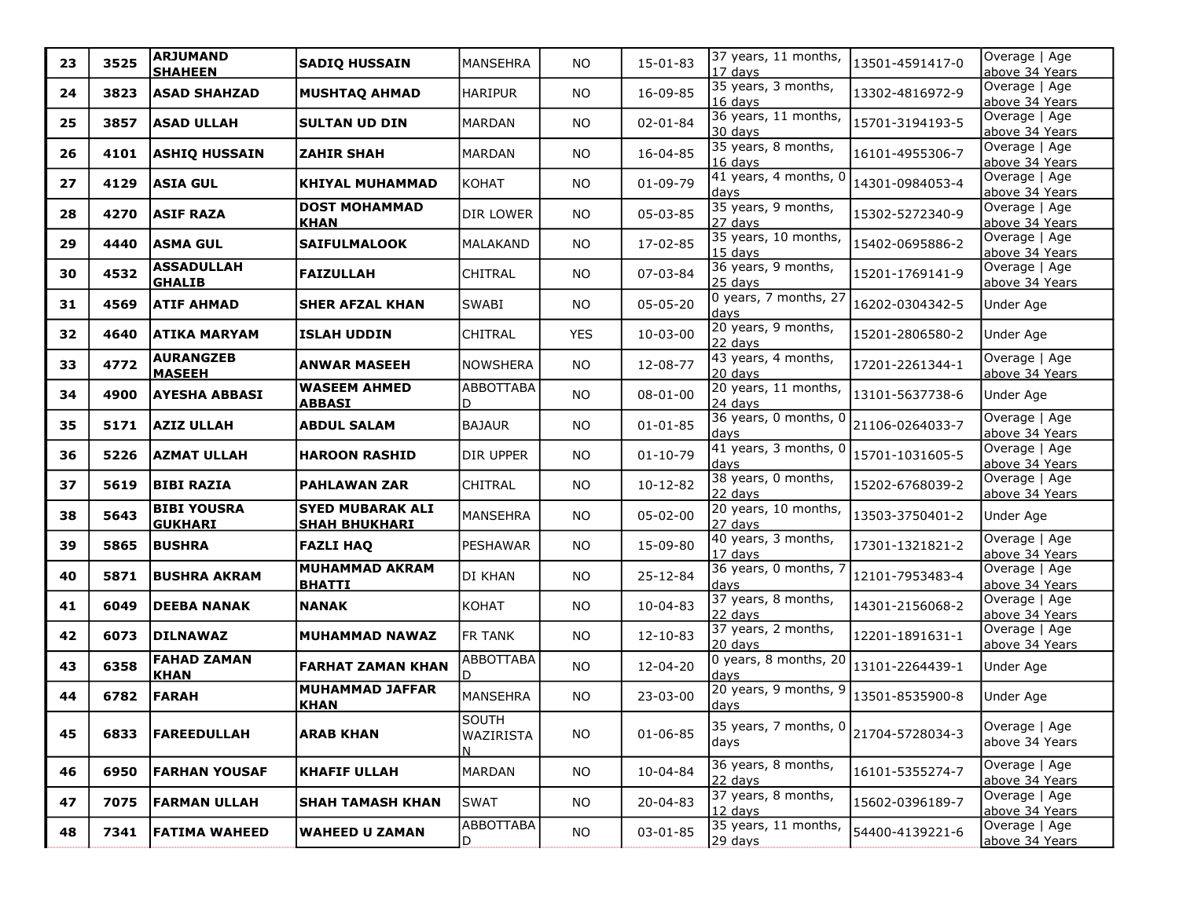| 23 | 3525 | ARJUMAND SHAHEEN | SADIQ HUSSAIN | MANSEHRA | NO | 15-01-83 | 37 years, 11 months, 17 days | 13501-4591417-0 | Overage \| Age above 34 Years |
|---|---|---|---|---|---|---|---|---|---|
| 24 | 3823 | ASAD SHAHZAD | MUSHTAQ AHMAD | HARIPUR | NO | 16-09-85 | 35 years, 3 months, 16 days | 13302-4816972-9 | Overage \| Age above 34 Years |
| 25 | 3857 | ASAD ULLAH | SULTAN UD DIN | MARDAN | NO | 02-01-84 | 36 years, 11 months, 30 days | 15701-3194193-5 | Overage \| Age above 34 Years |
| 26 | 4101 | ASHIQ HUSSAIN | ZAHIR SHAH | MARDAN | NO | 16-04-85 | 35 years, 8 months, 16 days | 16101-4955306-7 | Overage \| Age above 34 Years |
| 27 | 4129 | ASIA GUL | KHIYAL MUHAMMAD | KOHAT | NO | 01-09-79 | 41 years, 4 months, 0 days | 14301-0984053-4 | Overage \| Age above 34 Years |
| 28 | 4270 | ASIF RAZA | DOST MOHAMMAD KHAN | DIR LOWER | NO | 05-03-85 | 35 years, 9 months, 27 days | 15302-5272340-9 | Overage \| Age above 34 Years |
| 29 | 4440 | ASMA GUL | SAIFULMALOOK | MALAKAND | NO | 17-02-85 | 35 years, 10 months, 15 days | 15402-0695886-2 | Overage \| Age above 34 Years |
| 30 | 4532 | ASSADULLAH GHALIB | FAIZULLAH | CHITRAL | NO | 07-03-84 | 36 years, 9 months, 25 days | 15201-1769141-9 | Overage \| Age above 34 Years |
| 31 | 4569 | ATIF AHMAD | SHER AFZAL KHAN | SWABI | NO | 05-05-20 | 0 years, 7 months, 27 days | 16202-0304342-5 | Under Age |
| 32 | 4640 | ATIKA MARYAM | ISLAH UDDIN | CHITRAL | YES | 10-03-00 | 20 years, 9 months, 22 days | 15201-2806580-2 | Under Age |
| 33 | 4772 | AURANGZEB MASEEH | ANWAR MASEEH | NOWSHERA | NO | 12-08-77 | 43 years, 4 months, 20 days | 17201-2261344-1 | Overage \| Age above 34 Years |
| 34 | 4900 | AYESHA ABBASI | WASEEM AHMED ABBASI | ABBOTTABAD | NO | 08-01-00 | 20 years, 11 months, 24 days | 13101-5637738-6 | Under Age |
| 35 | 5171 | AZIZ ULLAH | ABDUL SALAM | BAJAUR | NO | 01-01-85 | 36 years, 0 months, 0 days | 21106-0264033-7 | Overage \| Age above 34 Years |
| 36 | 5226 | AZMAT ULLAH | HAROON RASHID | DIR UPPER | NO | 01-10-79 | 41 years, 3 months, 0 days | 15701-1031605-5 | Overage \| Age above 34 Years |
| 37 | 5619 | BIBI RAZIA | PAHLAWAN ZAR | CHITRAL | NO | 10-12-82 | 38 years, 0 months, 22 days | 15202-6768039-2 | Overage \| Age above 34 Years |
| 38 | 5643 | BIBI YOUSRA GUKHARI | SYED MUBARAK ALI SHAH BHUKHARI | MANSEHRA | NO | 05-02-00 | 20 years, 10 months, 27 days | 13503-3750401-2 | Under Age |
| 39 | 5865 | BUSHRA | FAZLI HAQ | PESHAWAR | NO | 15-09-80 | 40 years, 3 months, 17 days | 17301-1321821-2 | Overage \| Age above 34 Years |
| 40 | 5871 | BUSHRA AKRAM | MUHAMMAD AKRAM BHATTI | DI KHAN | NO | 25-12-84 | 36 years, 0 months, 7 days | 12101-7953483-4 | Overage \| Age above 34 Years |
| 41 | 6049 | DEEBA NANAK | NANAK | KOHAT | NO | 10-04-83 | 37 years, 8 months, 22 days | 14301-2156068-2 | Overage \| Age above 34 Years |
| 42 | 6073 | DILNAWAZ | MUHAMMAD NAWAZ | FR TANK | NO | 12-10-83 | 37 years, 2 months, 20 days | 12201-1891631-1 | Overage \| Age above 34 Years |
| 43 | 6358 | FAHAD ZAMAN KHAN | FARHAT ZAMAN KHAN | ABBOTTABAD | NO | 12-04-20 | 0 years, 8 months, 20 days | 13101-2264439-1 | Under Age |
| 44 | 6782 | FARAH | MUHAMMAD JAFFAR KHAN | MANSEHRA | NO | 23-03-00 | 20 years, 9 months, 9 days | 13501-8535900-8 | Under Age |
| 45 | 6833 | FAREEDULLAH | ARAB KHAN | SOUTH WAZIRISTAN | NO | 01-06-85 | 35 years, 7 months, 0 days | 21704-5728034-3 | Overage \| Age above 34 Years |
| 46 | 6950 | FARHAN YOUSAF | KHAFIF ULLAH | MARDAN | NO | 10-04-84 | 36 years, 8 months, 22 days | 16101-5355274-7 | Overage \| Age above 34 Years |
| 47 | 7075 | FARMAN ULLAH | SHAH TAMASH KHAN | SWAT | NO | 20-04-83 | 37 years, 8 months, 12 days | 15602-0396189-7 | Overage \| Age above 34 Years |
| 48 | 7341 | FATIMA WAHEED | WAHEED U ZAMAN | ABBOTTABAD | NO | 03-01-85 | 35 years, 11 months, 29 days | 54400-4139221-6 | Overage \| Age above 34 Years |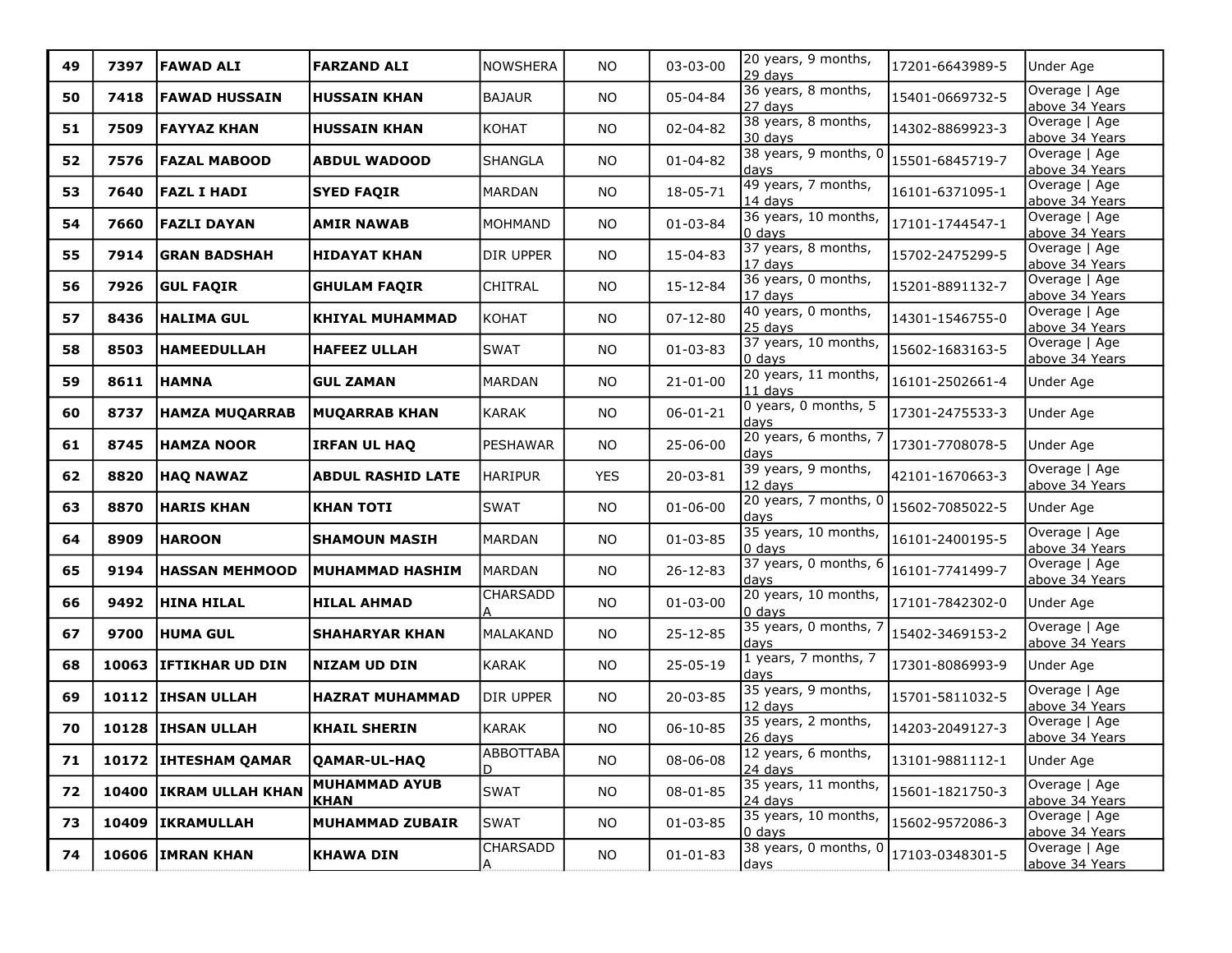| 49 | 7397 | FAWAD ALI | FARZAND ALI | NOWSHERA | NO | 03-03-00 | 20 years, 9 months, 29 days | 17201-6643989-5 | Under Age |
|---|---|---|---|---|---|---|---|---|---|
| 50 | 7418 | FAWAD HUSSAIN | HUSSAIN KHAN | BAJAUR | NO | 05-04-84 | 36 years, 8 months, 27 days | 15401-0669732-5 | Overage \| Age above 34 Years |
| 51 | 7509 | FAYYAZ KHAN | HUSSAIN KHAN | KOHAT | NO | 02-04-82 | 38 years, 8 months, 30 days | 14302-8869923-3 | Overage \| Age above 34 Years |
| 52 | 7576 | FAZAL MABOOD | ABDUL WADOOD | SHANGLA | NO | 01-04-82 | 38 years, 9 months, 0 days | 15501-6845719-7 | Overage \| Age above 34 Years |
| 53 | 7640 | FAZL I HADI | SYED FAQIR | MARDAN | NO | 18-05-71 | 49 years, 7 months, 14 days | 16101-6371095-1 | Overage \| Age above 34 Years |
| 54 | 7660 | FAZLI DAYAN | AMIR NAWAB | MOHMAND | NO | 01-03-84 | 36 years, 10 months, 0 days | 17101-1744547-1 | Overage \| Age above 34 Years |
| 55 | 7914 | GRAN BADSHAH | HIDAYAT KHAN | DIR UPPER | NO | 15-04-83 | 37 years, 8 months, 17 days | 15702-2475299-5 | Overage \| Age above 34 Years |
| 56 | 7926 | GUL FAQIR | GHULAM FAQIR | CHITRAL | NO | 15-12-84 | 36 years, 0 months, 17 days | 15201-8891132-7 | Overage \| Age above 34 Years |
| 57 | 8436 | HALIMA GUL | KHIYAL MUHAMMAD | KOHAT | NO | 07-12-80 | 40 years, 0 months, 25 days | 14301-1546755-0 | Overage \| Age above 34 Years |
| 58 | 8503 | HAMEEDULLAH | HAFEEZ ULLAH | SWAT | NO | 01-03-83 | 37 years, 10 months, 0 days | 15602-1683163-5 | Overage \| Age above 34 Years |
| 59 | 8611 | HAMNA | GUL ZAMAN | MARDAN | NO | 21-01-00 | 20 years, 11 months, 11 days | 16101-2502661-4 | Under Age |
| 60 | 8737 | HAMZA MUQARRAB | MUQARRAB KHAN | KARAK | NO | 06-01-21 | 0 years, 0 months, 5 days | 17301-2475533-3 | Under Age |
| 61 | 8745 | HAMZA NOOR | IRFAN UL HAQ | PESHAWAR | NO | 25-06-00 | 20 years, 6 months, 7 days | 17301-7708078-5 | Under Age |
| 62 | 8820 | HAQ NAWAZ | ABDUL RASHID LATE | HARIPUR | YES | 20-03-81 | 39 years, 9 months, 12 days | 42101-1670663-3 | Overage \| Age above 34 Years |
| 63 | 8870 | HARIS KHAN | KHAN TOTI | SWAT | NO | 01-06-00 | 20 years, 7 months, 0 days | 15602-7085022-5 | Under Age |
| 64 | 8909 | HAROON | SHAMOUN MASIH | MARDAN | NO | 01-03-85 | 35 years, 10 months, 0 days | 16101-2400195-5 | Overage \| Age above 34 Years |
| 65 | 9194 | HASSAN MEHMOOD | MUHAMMAD HASHIM | MARDAN | NO | 26-12-83 | 37 years, 0 months, 6 days | 16101-7741499-7 | Overage \| Age above 34 Years |
| 66 | 9492 | HINA HILAL | HILAL AHMAD | CHARSADDA | NO | 01-03-00 | 20 years, 10 months, 0 days | 17101-7842302-0 | Under Age |
| 67 | 9700 | HUMA GUL | SHAHARYAR KHAN | MALAKAND | NO | 25-12-85 | 35 years, 0 months, 7 days | 15402-3469153-2 | Overage \| Age above 34 Years |
| 68 | 10063 | IFTIKHAR UD DIN | NIZAM UD DIN | KARAK | NO | 25-05-19 | 1 years, 7 months, 7 days | 17301-8086993-9 | Under Age |
| 69 | 10112 | IHSAN ULLAH | HAZRAT MUHAMMAD | DIR UPPER | NO | 20-03-85 | 35 years, 9 months, 12 days | 15701-5811032-5 | Overage \| Age above 34 Years |
| 70 | 10128 | IHSAN ULLAH | KHAIL SHERIN | KARAK | NO | 06-10-85 | 35 years, 2 months, 26 days | 14203-2049127-3 | Overage \| Age above 34 Years |
| 71 | 10172 | IHTESHAM QAMAR | QAMAR-UL-HAQ | ABBOTTABAD | NO | 08-06-08 | 12 years, 6 months, 24 days | 13101-9881112-1 | Under Age |
| 72 | 10400 | IKRAM ULLAH KHAN | MUHAMMAD AYUB KHAN | SWAT | NO | 08-01-85 | 35 years, 11 months, 24 days | 15601-1821750-3 | Overage \| Age above 34 Years |
| 73 | 10409 | IKRAMULLAH | MUHAMMAD ZUBAIR | SWAT | NO | 01-03-85 | 35 years, 10 months, 0 days | 15602-9572086-3 | Overage \| Age above 34 Years |
| 74 | 10606 | IMRAN KHAN | KHAWA DIN | CHARSADDA | NO | 01-01-83 | 38 years, 0 months, 0 days | 17103-0348301-5 | Overage \| Age above 34 Years |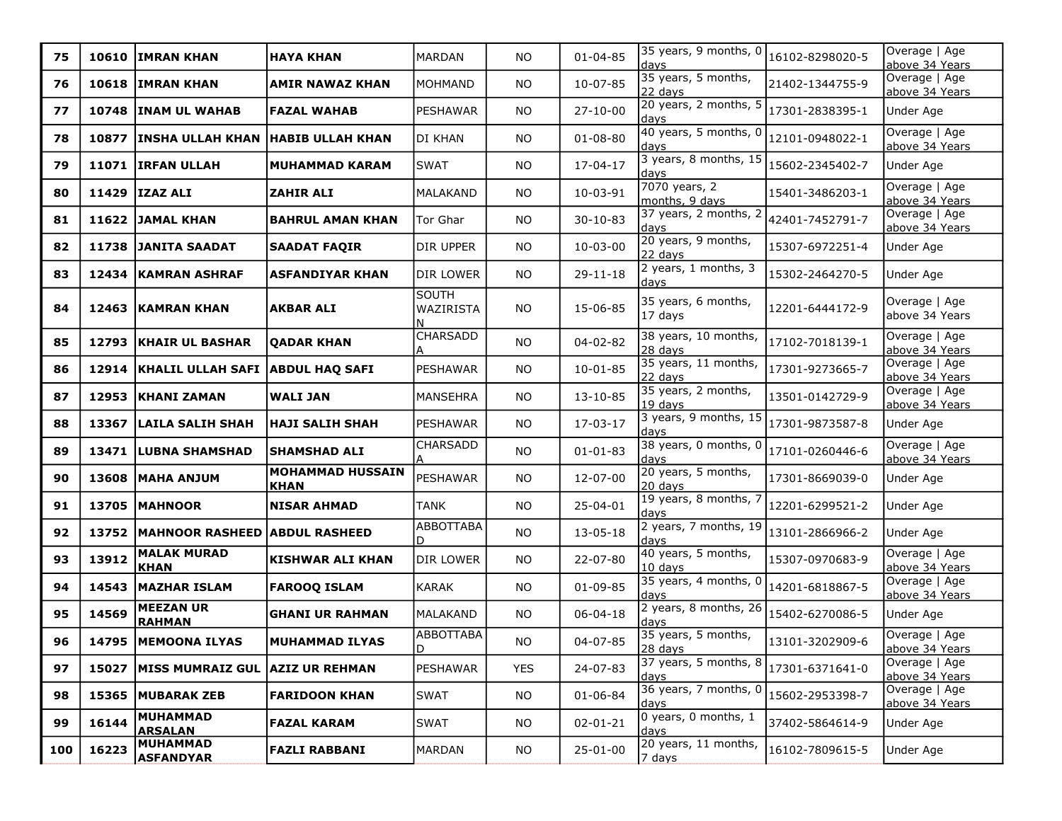| 75 | 10610 | IMRAN KHAN | HAYA KHAN | MARDAN | NO | 01-04-85 | 35 years, 9 months, 0 days | 16102-8298020-5 | Overage \| Age above 34 Years |
|---|---|---|---|---|---|---|---|---|---|
| 76 | 10618 | IMRAN KHAN | AMIR NAWAZ KHAN | MOHMAND | NO | 10-07-85 | 35 years, 5 months, 22 days | 21402-1344755-9 | Overage \| Age above 34 Years |
| 77 | 10748 | INAM UL WAHAB | FAZAL WAHAB | PESHAWAR | NO | 27-10-00 | 20 years, 2 months, 5 days | 17301-2838395-1 | Under Age |
| 78 | 10877 | INSHA ULLAH KHAN | HABIB ULLAH KHAN | DI KHAN | NO | 01-08-80 | 40 years, 5 months, 0 days | 12101-0948022-1 | Overage \| Age above 34 Years |
| 79 | 11071 | IRFAN ULLAH | MUHAMMAD KARAM | SWAT | NO | 17-04-17 | 3 years, 8 months, 15 days | 15602-2345402-7 | Under Age |
| 80 | 11429 | IZAZ ALI | ZAHIR ALI | MALAKAND | NO | 10-03-91 | 7070 years, 2 months, 9 days | 15401-3486203-1 | Overage \| Age above 34 Years |
| 81 | 11622 | JAMAL KHAN | BAHRUL AMAN KHAN | Tor Ghar | NO | 30-10-83 | 37 years, 2 months, 2 days | 42401-7452791-7 | Overage \| Age above 34 Years |
| 82 | 11738 | JANITA SAADAT | SAADAT FAQIR | DIR UPPER | NO | 10-03-00 | 20 years, 9 months, 22 days | 15307-6972251-4 | Under Age |
| 83 | 12434 | KAMRAN ASHRAF | ASFANDIYAR KHAN | DIR LOWER | NO | 29-11-18 | 2 years, 1 months, 3 days | 15302-2464270-5 | Under Age |
| 84 | 12463 | KAMRAN KHAN | AKBAR ALI | SOUTH WAZIRISTAN | NO | 15-06-85 | 35 years, 6 months, 17 days | 12201-6444172-9 | Overage \| Age above 34 Years |
| 85 | 12793 | KHAIR UL BASHAR | QADAR KHAN | CHARSADDA | NO | 04-02-82 | 38 years, 10 months, 28 days | 17102-7018139-1 | Overage \| Age above 34 Years |
| 86 | 12914 | KHALIL ULLAH SAFI | ABDUL HAQ SAFI | PESHAWAR | NO | 10-01-85 | 35 years, 11 months, 22 days | 17301-9273665-7 | Overage \| Age above 34 Years |
| 87 | 12953 | KHANI ZAMAN | WALI JAN | MANSEHRA | NO | 13-10-85 | 35 years, 2 months, 19 days | 13501-0142729-9 | Overage \| Age above 34 Years |
| 88 | 13367 | LAILA SALIH SHAH | HAJI SALIH SHAH | PESHAWAR | NO | 17-03-17 | 3 years, 9 months, 15 days | 17301-9873587-8 | Under Age |
| 89 | 13471 | LUBNA SHAMSHAD | SHAMSHAD ALI | CHARSADDA | NO | 01-01-83 | 38 years, 0 months, 0 days | 17101-0260446-6 | Overage \| Age above 34 Years |
| 90 | 13608 | MAHA ANJUM | MOHAMMAD HUSSAIN KHAN | PESHAWAR | NO | 12-07-00 | 20 years, 5 months, 20 days | 17301-8669039-0 | Under Age |
| 91 | 13705 | MAHNOOR | NISAR AHMAD | TANK | NO | 25-04-01 | 19 years, 8 months, 7 days | 12201-6299521-2 | Under Age |
| 92 | 13752 | MAHNOOR RASHEED | ABDUL RASHEED | ABBOTTABAD | NO | 13-05-18 | 2 years, 7 months, 19 days | 13101-2866966-2 | Under Age |
| 93 | 13912 | MALAK MURAD KHAN | KISHWAR ALI KHAN | DIR LOWER | NO | 22-07-80 | 40 years, 5 months, 10 days | 15307-0970683-9 | Overage \| Age above 34 Years |
| 94 | 14543 | MAZHAR ISLAM | FAROOQ ISLAM | KARAK | NO | 01-09-85 | 35 years, 4 months, 0 days | 14201-6818867-5 | Overage \| Age above 34 Years |
| 95 | 14569 | MEEZAN UR RAHMAN | GHANI UR RAHMAN | MALAKAND | NO | 06-04-18 | 2 years, 8 months, 26 days | 15402-6270086-5 | Under Age |
| 96 | 14795 | MEMOONA ILYAS | MUHAMMAD ILYAS | ABBOTTABAD | NO | 04-07-85 | 35 years, 5 months, 28 days | 13101-3202909-6 | Overage \| Age above 34 Years |
| 97 | 15027 | MISS MUMRAIZ GUL | AZIZ UR REHMAN | PESHAWAR | YES | 24-07-83 | 37 years, 5 months, 8 days | 17301-6371641-0 | Overage \| Age above 34 Years |
| 98 | 15365 | MUBARAK ZEB | FARIDOON KHAN | SWAT | NO | 01-06-84 | 36 years, 7 months, 0 days | 15602-2953398-7 | Overage \| Age above 34 Years |
| 99 | 16144 | MUHAMMAD ARSALAN | FAZAL KARAM | SWAT | NO | 02-01-21 | 0 years, 0 months, 1 days | 37402-5864614-9 | Under Age |
| 100 | 16223 | MUHAMMAD ASFANDYAR | FAZLI RABBANI | MARDAN | NO | 25-01-00 | 20 years, 11 months, 7 days | 16102-7809615-5 | Under Age |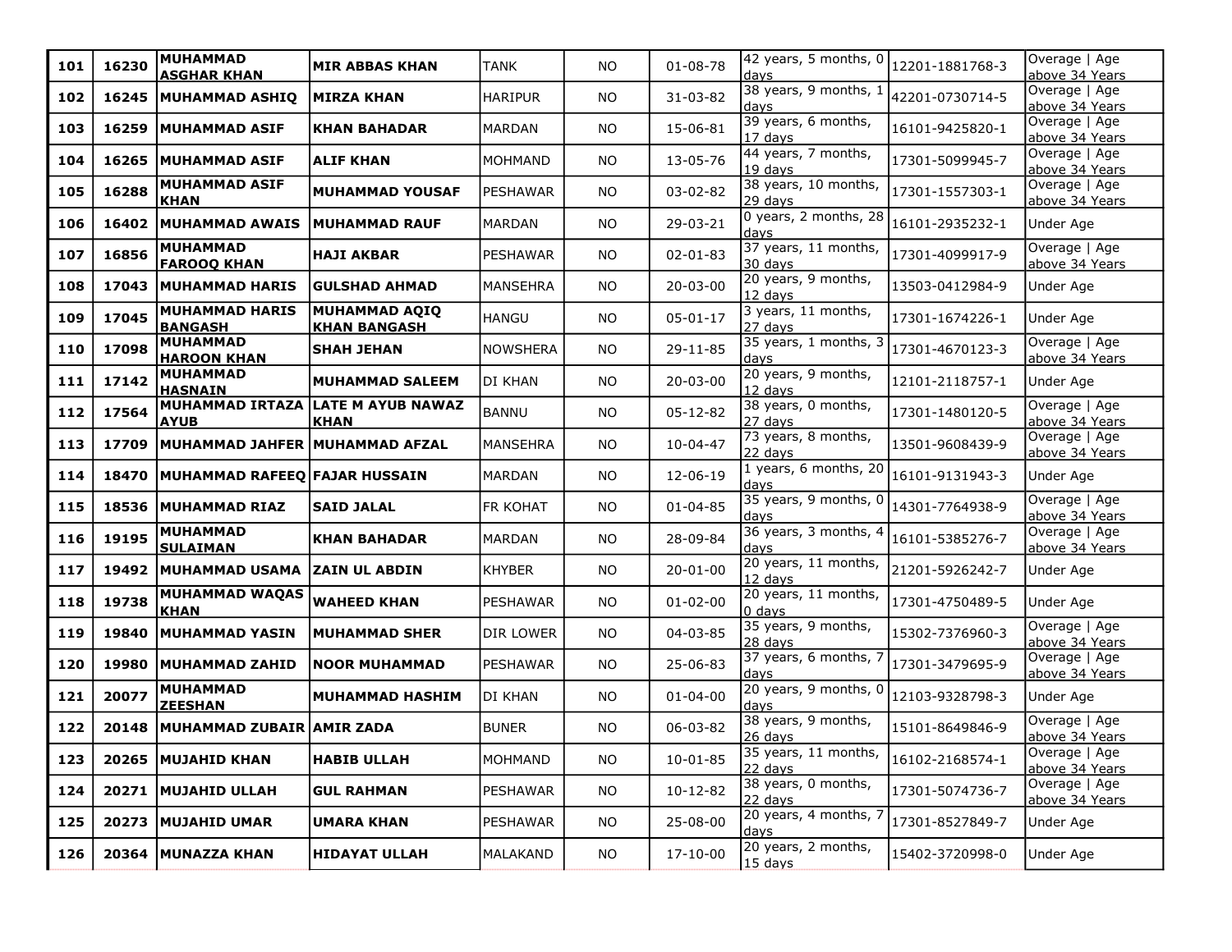| 101 | 16230 | MUHAMMAD ASGHAR KHAN | MIR ABBAS KHAN | TANK | NO | 01-08-78 | 42 years, 5 months, 0 days | 12201-1881768-3 | Overage \| Age above 34 Years |
|---|---|---|---|---|---|---|---|---|---|
| 102 | 16245 | MUHAMMAD ASHIQ | MIRZA KHAN | HARIPUR | NO | 31-03-82 | 38 years, 9 months, 1 days | 42201-0730714-5 | Overage \| Age above 34 Years |
| 103 | 16259 | MUHAMMAD ASIF | KHAN BAHADAR | MARDAN | NO | 15-06-81 | 39 years, 6 months, 17 days | 16101-9425820-1 | Overage \| Age above 34 Years |
| 104 | 16265 | MUHAMMAD ASIF | ALIF KHAN | MOHMAND | NO | 13-05-76 | 44 years, 7 months, 19 days | 17301-5099945-7 | Overage \| Age above 34 Years |
| 105 | 16288 | MUHAMMAD ASIF KHAN | MUHAMMAD YOUSAF | PESHAWAR | NO | 03-02-82 | 38 years, 10 months, 29 days | 17301-1557303-1 | Overage \| Age above 34 Years |
| 106 | 16402 | MUHAMMAD AWAIS | MUHAMMAD RAUF | MARDAN | NO | 29-03-21 | 0 years, 2 months, 28 days | 16101-2935232-1 | Under Age |
| 107 | 16856 | MUHAMMAD FAROOQ KHAN | HAJI AKBAR | PESHAWAR | NO | 02-01-83 | 37 years, 11 months, 30 days | 17301-4099917-9 | Overage \| Age above 34 Years |
| 108 | 17043 | MUHAMMAD HARIS | GULSHAD AHMAD | MANSEHRA | NO | 20-03-00 | 20 years, 9 months, 12 days | 13503-0412984-9 | Under Age |
| 109 | 17045 | MUHAMMAD HARIS BANGASH | MUHAMMAD AQIQ KHAN BANGASH | HANGU | NO | 05-01-17 | 3 years, 11 months, 27 days | 17301-1674226-1 | Under Age |
| 110 | 17098 | MUHAMMAD HAROON KHAN | SHAH JEHAN | NOWSHERA | NO | 29-11-85 | 35 years, 1 months, 3 days | 17301-4670123-3 | Overage \| Age above 34 Years |
| 111 | 17142 | MUHAMMAD HASNAIN | MUHAMMAD SALEEM | DI KHAN | NO | 20-03-00 | 20 years, 9 months, 12 days | 12101-2118757-1 | Under Age |
| 112 | 17564 | MUHAMMAD IRTAZA AYUB | LATE M AYUB NAWAZ KHAN | BANNU | NO | 05-12-82 | 38 years, 0 months, 27 days | 17301-1480120-5 | Overage \| Age above 34 Years |
| 113 | 17709 | MUHAMMAD JAHFER | MUHAMMAD AFZAL | MANSEHRA | NO | 10-04-47 | 73 years, 8 months, 22 days | 13501-9608439-9 | Overage \| Age above 34 Years |
| 114 | 18470 | MUHAMMAD RAFEEQ | FAJAR HUSSAIN | MARDAN | NO | 12-06-19 | 1 years, 6 months, 20 days | 16101-9131943-3 | Under Age |
| 115 | 18536 | MUHAMMAD RIAZ | SAID JALAL | FR KOHAT | NO | 01-04-85 | 35 years, 9 months, 0 days | 14301-7764938-9 | Overage \| Age above 34 Years |
| 116 | 19195 | MUHAMMAD SULAIMAN | KHAN BAHADAR | MARDAN | NO | 28-09-84 | 36 years, 3 months, 4 days | 16101-5385276-7 | Overage \| Age above 34 Years |
| 117 | 19492 | MUHAMMAD USAMA | ZAIN UL ABDIN | KHYBER | NO | 20-01-00 | 20 years, 11 months, 12 days | 21201-5926242-7 | Under Age |
| 118 | 19738 | MUHAMMAD WAQAS KHAN | WAHEED KHAN | PESHAWAR | NO | 01-02-00 | 20 years, 11 months, 0 days | 17301-4750489-5 | Under Age |
| 119 | 19840 | MUHAMMAD YASIN | MUHAMMAD SHER | DIR LOWER | NO | 04-03-85 | 35 years, 9 months, 28 days | 15302-7376960-3 | Overage \| Age above 34 Years |
| 120 | 19980 | MUHAMMAD ZAHID | NOOR MUHAMMAD | PESHAWAR | NO | 25-06-83 | 37 years, 6 months, 7 days | 17301-3479695-9 | Overage \| Age above 34 Years |
| 121 | 20077 | MUHAMMAD ZEESHAN | MUHAMMAD HASHIM | DI KHAN | NO | 01-04-00 | 20 years, 9 months, 0 days | 12103-9328798-3 | Under Age |
| 122 | 20148 | MUHAMMAD ZUBAIR | AMIR ZADA | BUNER | NO | 06-03-82 | 38 years, 9 months, 26 days | 15101-8649846-9 | Overage \| Age above 34 Years |
| 123 | 20265 | MUJAHID KHAN | HABIB ULLAH | MOHMAND | NO | 10-01-85 | 35 years, 11 months, 22 days | 16102-2168574-1 | Overage \| Age above 34 Years |
| 124 | 20271 | MUJAHID ULLAH | GUL RAHMAN | PESHAWAR | NO | 10-12-82 | 38 years, 0 months, 22 days | 17301-5074736-7 | Overage \| Age above 34 Years |
| 125 | 20273 | MUJAHID UMAR | UMARA KHAN | PESHAWAR | NO | 25-08-00 | 20 years, 4 months, 7 days | 17301-8527849-7 | Under Age |
| 126 | 20364 | MUNAZZA KHAN | HIDAYAT ULLAH | MALAKAND | NO | 17-10-00 | 20 years, 2 months, 15 days | 15402-3720998-0 | Under Age |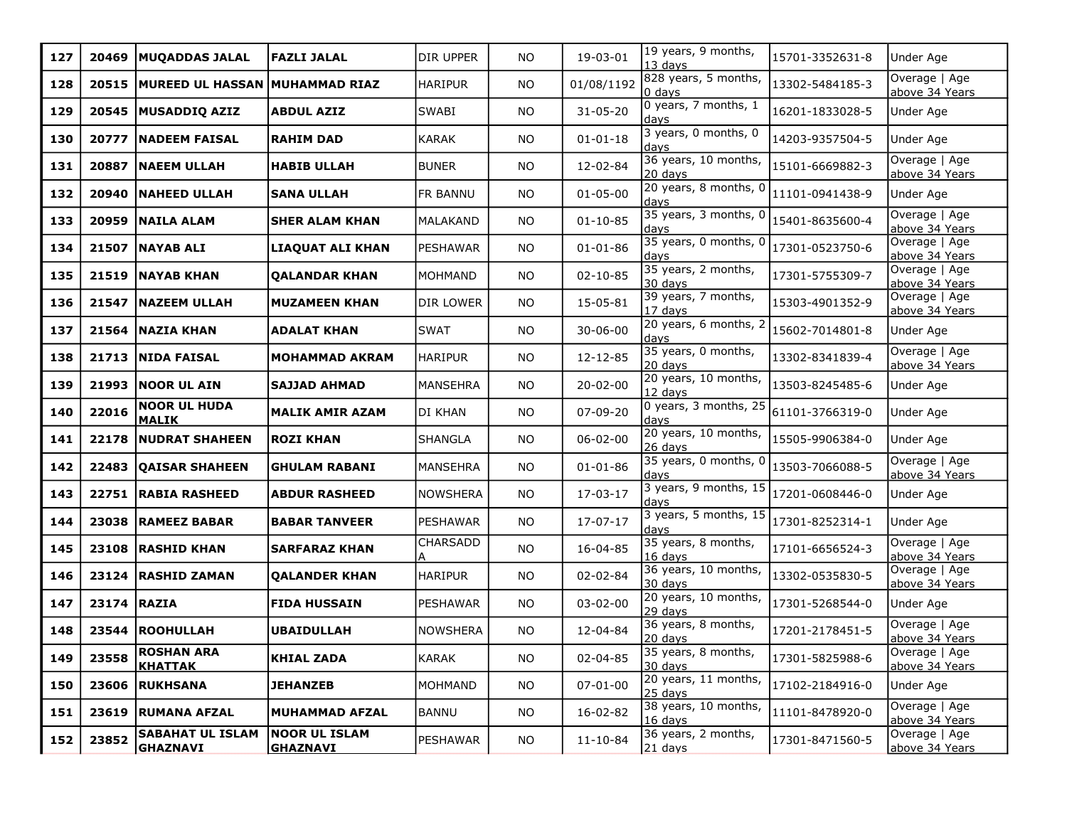| | | | | | | | | | |
|---|---|---|---|---|---|---|---|---|---|
| **127** | **20469** | **MUQADDAS JALAL** | **FAZLI JALAL** | DIR UPPER | NO | 19-03-01 | 19 years, 9 months, 13 days | 15701-3352631-8 | Under Age |
| **128** | **20515** | **MUREED UL HASSAN** | **MUHAMMAD RIAZ** | HARIPUR | NO | 01/08/1192 | 828 years, 5 months, 0 days | 13302-5484185-3 | Overage \| Age above 34 Years |
| **129** | **20545** | **MUSADDIQ AZIZ** | **ABDUL AZIZ** | SWABI | NO | 31-05-20 | 0 years, 7 months, 1 days | 16201-1833028-5 | Under Age |
| **130** | **20777** | **NADEEM FAISAL** | **RAHIM DAD** | KARAK | NO | 01-01-18 | 3 years, 0 months, 0 days | 14203-9357504-5 | Under Age |
| **131** | **20887** | **NAEEM ULLAH** | **HABIB ULLAH** | BUNER | NO | 12-02-84 | 36 years, 10 months, 20 days | 15101-6669882-3 | Overage \| Age above 34 Years |
| **132** | **20940** | **NAHEED ULLAH** | **SANA ULLAH** | FR BANNU | NO | 01-05-00 | 20 years, 8 months, 0 days | 11101-0941438-9 | Under Age |
| **133** | **20959** | **NAILA ALAM** | **SHER ALAM KHAN** | MALAKAND | NO | 01-10-85 | 35 years, 3 months, 0 days | 15401-8635600-4 | Overage \| Age above 34 Years |
| **134** | **21507** | **NAYAB ALI** | **LIAQUAT ALI KHAN** | PESHAWAR | NO | 01-01-86 | 35 years, 0 months, 0 days | 17301-0523750-6 | Overage \| Age above 34 Years |
| **135** | **21519** | **NAYAB KHAN** | **QALANDAR KHAN** | MOHMAND | NO | 02-10-85 | 35 years, 2 months, 30 days | 17301-5755309-7 | Overage \| Age above 34 Years |
| **136** | **21547** | **NAZEEM ULLAH** | **MUZAMEEN KHAN** | DIR LOWER | NO | 15-05-81 | 39 years, 7 months, 17 days | 15303-4901352-9 | Overage \| Age above 34 Years |
| **137** | **21564** | **NAZIA KHAN** | **ADALAT KHAN** | SWAT | NO | 30-06-00 | 20 years, 6 months, 2 days | 15602-7014801-8 | Under Age |
| **138** | **21713** | **NIDA FAISAL** | **MOHAMMAD AKRAM** | HARIPUR | NO | 12-12-85 | 35 years, 0 months, 20 days | 13302-8341839-4 | Overage \| Age above 34 Years |
| **139** | **21993** | **NOOR UL AIN** | **SAJJAD AHMAD** | MANSEHRA | NO | 20-02-00 | 20 years, 10 months, 12 days | 13503-8245485-6 | Under Age |
| **140** | **22016** | **NOOR UL HUDA MALIK** | **MALIK AMIR AZAM** | DI KHAN | NO | 07-09-20 | 0 years, 3 months, 25 days | 61101-3766319-0 | Under Age |
| **141** | **22178** | **NUDRAT SHAHEEN** | **ROZI KHAN** | SHANGLA | NO | 06-02-00 | 20 years, 10 months, 26 days | 15505-9906384-0 | Under Age |
| **142** | **22483** | **QAISAR SHAHEEN** | **GHULAM RABANI** | MANSEHRA | NO | 01-01-86 | 35 years, 0 months, 0 days | 13503-7066088-5 | Overage \| Age above 34 Years |
| **143** | **22751** | **RABIA RASHEED** | **ABDUR RASHEED** | NOWSHERA | NO | 17-03-17 | 3 years, 9 months, 15 days | 17201-0608446-0 | Under Age |
| **144** | **23038** | **RAMEEZ BABAR** | **BABAR TANVEER** | PESHAWAR | NO | 17-07-17 | 3 years, 5 months, 15 days | 17301-8252314-1 | Under Age |
| **145** | **23108** | **RASHID KHAN** | **SARFARAZ KHAN** | CHARSADDA | NO | 16-04-85 | 35 years, 8 months, 16 days | 17101-6656524-3 | Overage \| Age above 34 Years |
| **146** | **23124** | **RASHID ZAMAN** | **QALANDER KHAN** | HARIPUR | NO | 02-02-84 | 36 years, 10 months, 30 days | 13302-0535830-5 | Overage \| Age above 34 Years |
| **147** | **23174** | **RAZIA** | **FIDA HUSSAIN** | PESHAWAR | NO | 03-02-00 | 20 years, 10 months, 29 days | 17301-5268544-0 | Under Age |
| **148** | **23544** | **ROOHULLAH** | **UBAIDULLAH** | NOWSHERA | NO | 12-04-84 | 36 years, 8 months, 20 days | 17201-2178451-5 | Overage \| Age above 34 Years |
| **149** | **23558** | **ROSHAN ARA KHATTAK** | **KHIAL ZADA** | KARAK | NO | 02-04-85 | 35 years, 8 months, 30 days | 17301-5825988-6 | Overage \| Age above 34 Years |
| **150** | **23606** | **RUKHSANA** | **JEHANZEB** | MOHMAND | NO | 07-01-00 | 20 years, 11 months, 25 days | 17102-2184916-0 | Under Age |
| **151** | **23619** | **RUMANA AFZAL** | **MUHAMMAD AFZAL** | BANNU | NO | 16-02-82 | 38 years, 10 months, 16 days | 11101-8478920-0 | Overage \| Age above 34 Years |
| **152** | **23852** | **SABAHAT UL ISLAM GHAZNAVI** | **NOOR UL ISLAM GHAZNAVI** | PESHAWAR | NO | 11-10-84 | 36 years, 2 months, 21 days | 17301-8471560-5 | Overage \| Age above 34 Years |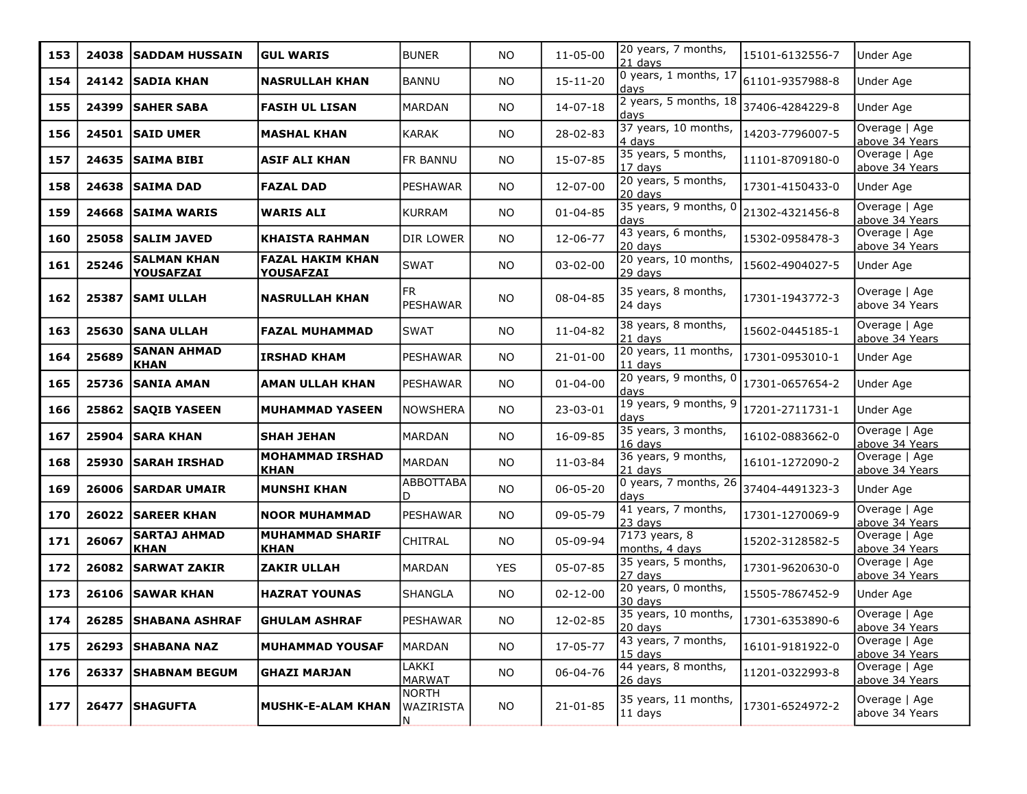| | | | | | | | | | |
|---|---|---|---|---|---|---|---|---|---|
| **153** | **24038** | **SADDAM HUSSAIN** | **GUL WARIS** | BUNER | NO | 11-05-00 | 20 years, 7 months, 21 days | 15101-6132556-7 | Under Age |
| **154** | **24142** | **SADIA KHAN** | **NASRULLAH KHAN** | BANNU | NO | 15-11-20 | 0 years, 1 months, 17 days | 61101-9357988-8 | Under Age |
| **155** | **24399** | **SAHER SABA** | **FASIH UL LISAN** | MARDAN | NO | 14-07-18 | 2 years, 5 months, 18 days | 37406-4284229-8 | Under Age |
| **156** | **24501** | **SAID UMER** | **MASHAL KHAN** | KARAK | NO | 28-02-83 | 37 years, 10 months, 4 days | 14203-7796007-5 | Overage \| Age above 34 Years |
| **157** | **24635** | **SAIMA BIBI** | **ASIF ALI KHAN** | FR BANNU | NO | 15-07-85 | 35 years, 5 months, 17 days | 11101-8709180-0 | Overage \| Age above 34 Years |
| **158** | **24638** | **SAIMA DAD** | **FAZAL DAD** | PESHAWAR | NO | 12-07-00 | 20 years, 5 months, 20 days | 17301-4150433-0 | Under Age |
| **159** | **24668** | **SAIMA WARIS** | **WARIS ALI** | KURRAM | NO | 01-04-85 | 35 years, 9 months, 0 days | 21302-4321456-8 | Overage \| Age above 34 Years |
| **160** | **25058** | **SALIM JAVED** | **KHAISTA RAHMAN** | DIR LOWER | NO | 12-06-77 | 43 years, 6 months, 20 days | 15302-0958478-3 | Overage \| Age above 34 Years |
| **161** | **25246** | **SALMAN KHAN YOUSAFZAI** | **FAZAL HAKIM KHAN YOUSAFZAI** | SWAT | NO | 03-02-00 | 20 years, 10 months, 29 days | 15602-4904027-5 | Under Age |
| **162** | **25387** | **SAMI ULLAH** | **NASRULLAH KHAN** | FR PESHAWAR | NO | 08-04-85 | 35 years, 8 months, 24 days | 17301-1943772-3 | Overage \| Age above 34 Years |
| **163** | **25630** | **SANA ULLAH** | **FAZAL MUHAMMAD** | SWAT | NO | 11-04-82 | 38 years, 8 months, 21 days | 15602-0445185-1 | Overage \| Age above 34 Years |
| **164** | **25689** | **SANAN AHMAD KHAN** | **IRSHAD KHAM** | PESHAWAR | NO | 21-01-00 | 20 years, 11 months, 11 days | 17301-0953010-1 | Under Age |
| **165** | **25736** | **SANIA AMAN** | **AMAN ULLAH KHAN** | PESHAWAR | NO | 01-04-00 | 20 years, 9 months, 0 days | 17301-0657654-2 | Under Age |
| **166** | **25862** | **SAQIB YASEEN** | **MUHAMMAD YASEEN** | NOWSHERA | NO | 23-03-01 | 19 years, 9 months, 9 days | 17201-2711731-1 | Under Age |
| **167** | **25904** | **SARA KHAN** | **SHAH JEHAN** | MARDAN | NO | 16-09-85 | 35 years, 3 months, 16 days | 16102-0883662-0 | Overage \| Age above 34 Years |
| **168** | **25930** | **SARAH IRSHAD** | **MOHAMMAD IRSHAD KHAN** | MARDAN | NO | 11-03-84 | 36 years, 9 months, 21 days | 16101-1272090-2 | Overage \| Age above 34 Years |
| **169** | **26006** | **SARDAR UMAIR** | **MUNSHI KHAN** | ABBOTTABAD | NO | 06-05-20 | 0 years, 7 months, 26 days | 37404-4491323-3 | Under Age |
| **170** | **26022** | **SAREER KHAN** | **NOOR MUHAMMAD** | PESHAWAR | NO | 09-05-79 | 41 years, 7 months, 23 days | 17301-1270069-9 | Overage \| Age above 34 Years |
| **171** | **26067** | **SARTAJ AHMAD KHAN** | **MUHAMMAD SHARIF KHAN** | CHITRAL | NO | 05-09-94 | 7173 years, 8 months, 4 days | 15202-3128582-5 | Overage \| Age above 34 Years |
| **172** | **26082** | **SARWAT ZAKIR** | **ZAKIR ULLAH** | MARDAN | YES | 05-07-85 | 35 years, 5 months, 27 days | 17301-9620630-0 | Overage \| Age above 34 Years |
| **173** | **26106** | **SAWAR KHAN** | **HAZRAT YOUNAS** | SHANGLA | NO | 02-12-00 | 20 years, 0 months, 30 days | 15505-7867452-9 | Under Age |
| **174** | **26285** | **SHABANA ASHRAF** | **GHULAM ASHRAF** | PESHAWAR | NO | 12-02-85 | 35 years, 10 months, 20 days | 17301-6353890-6 | Overage \| Age above 34 Years |
| **175** | **26293** | **SHABANA NAZ** | **MUHAMMAD YOUSAF** | MARDAN | NO | 17-05-77 | 43 years, 7 months, 15 days | 16101-9181922-0 | Overage \| Age above 34 Years |
| **176** | **26337** | **SHABNAM BEGUM** | **GHAZI MARJAN** | LAKKI MARWAT | NO | 06-04-76 | 44 years, 8 months, 26 days | 11201-0322993-8 | Overage \| Age above 34 Years |
| **177** | **26477** | **SHAGUFTA** | **MUSHK-E-ALAM KHAN** | NORTH WAZIRISTAN | NO | 21-01-85 | 35 years, 11 months, 11 days | 17301-6524972-2 | Overage \| Age above 34 Years |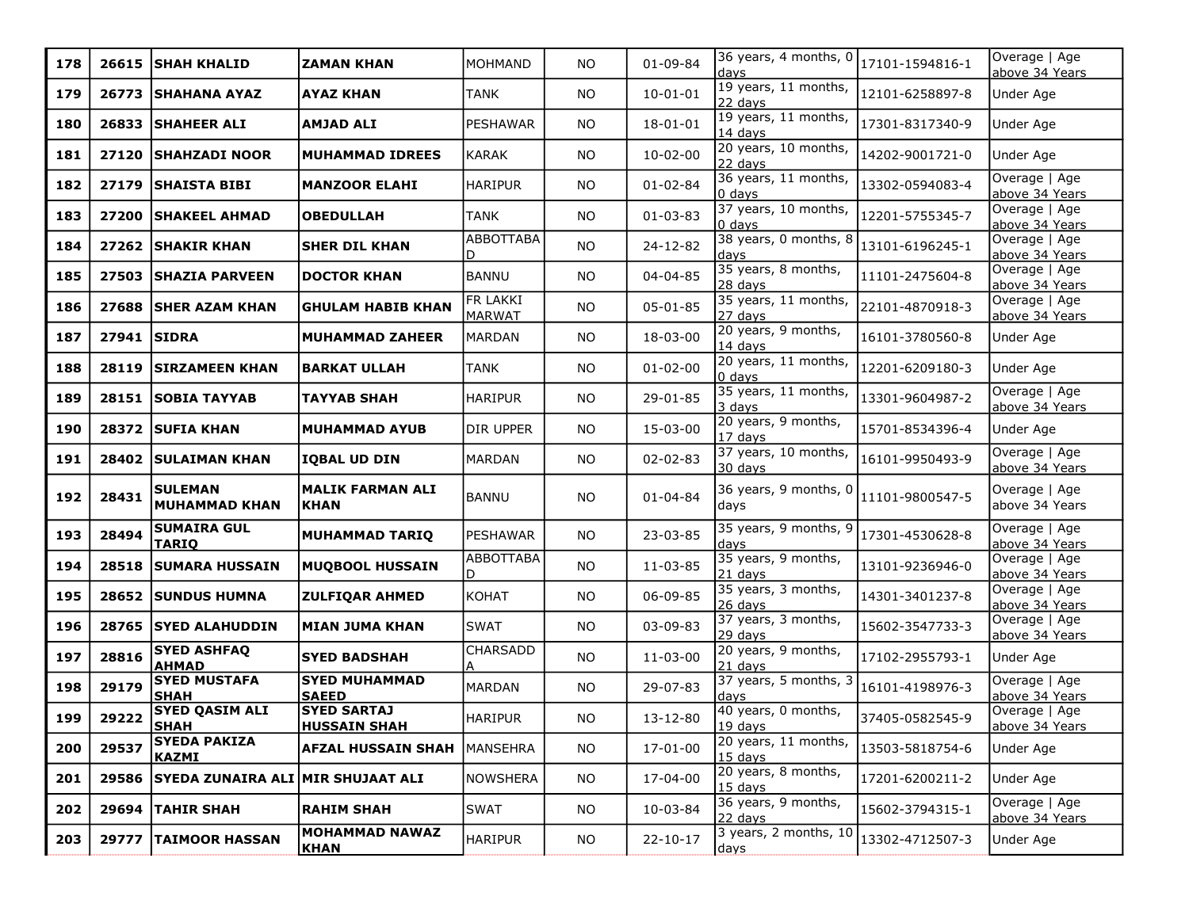| 178 | 26615 | SHAH KHALID | ZAMAN KHAN | MOHMAND | NO | 01-09-84 | 36 years, 4 months, 0 days | 17101-1594816-1 | Overage \| Age above 34 Years |
|---|---|---|---|---|---|---|---|---|---|
| 179 | 26773 | SHAHANA AYAZ | AYAZ KHAN | TANK | NO | 10-01-01 | 19 years, 11 months, 22 days | 12101-6258897-8 | Under Age |
| 180 | 26833 | SHAHEER ALI | AMJAD ALI | PESHAWAR | NO | 18-01-01 | 19 years, 11 months, 14 days | 17301-8317340-9 | Under Age |
| 181 | 27120 | SHAHZADI NOOR | MUHAMMAD IDREES | KARAK | NO | 10-02-00 | 20 years, 10 months, 22 days | 14202-9001721-0 | Under Age |
| 182 | 27179 | SHAISTA BIBI | MANZOOR ELAHI | HARIPUR | NO | 01-02-84 | 36 years, 11 months, 0 days | 13302-0594083-4 | Overage \| Age above 34 Years |
| 183 | 27200 | SHAKEEL AHMAD | OBEDULLAH | TANK | NO | 01-03-83 | 37 years, 10 months, 0 days | 12201-5755345-7 | Overage \| Age above 34 Years |
| 184 | 27262 | SHAKIR KHAN | SHER DIL KHAN | ABBOTTABAD | NO | 24-12-82 | 38 years, 0 months, 8 days | 13101-6196245-1 | Overage \| Age above 34 Years |
| 185 | 27503 | SHAZIA PARVEEN | DOCTOR KHAN | BANNU | NO | 04-04-85 | 35 years, 8 months, 28 days | 11101-2475604-8 | Overage \| Age above 34 Years |
| 186 | 27688 | SHER AZAM KHAN | GHULAM HABIB KHAN | FR LAKKI MARWAT | NO | 05-01-85 | 35 years, 11 months, 27 days | 22101-4870918-3 | Overage \| Age above 34 Years |
| 187 | 27941 | SIDRA | MUHAMMAD ZAHEER | MARDAN | NO | 18-03-00 | 20 years, 9 months, 14 days | 16101-3780560-8 | Under Age |
| 188 | 28119 | SIRZAMEEN KHAN | BARKAT ULLAH | TANK | NO | 01-02-00 | 20 years, 11 months, 0 days | 12201-6209180-3 | Under Age |
| 189 | 28151 | SOBIA TAYYAB | TAYYAB SHAH | HARIPUR | NO | 29-01-85 | 35 years, 11 months, 3 days | 13301-9604987-2 | Overage \| Age above 34 Years |
| 190 | 28372 | SUFIA KHAN | MUHAMMAD AYUB | DIR UPPER | NO | 15-03-00 | 20 years, 9 months, 17 days | 15701-8534396-4 | Under Age |
| 191 | 28402 | SULAIMAN KHAN | IQBAL UD DIN | MARDAN | NO | 02-02-83 | 37 years, 10 months, 30 days | 16101-9950493-9 | Overage \| Age above 34 Years |
| 192 | 28431 | SULEMAN MUHAMMAD KHAN | MALIK FARMAN ALI KHAN | BANNU | NO | 01-04-84 | 36 years, 9 months, 0 days | 11101-9800547-5 | Overage \| Age above 34 Years |
| 193 | 28494 | SUMAIRA GUL TARIQ | MUHAMMAD TARIQ | PESHAWAR | NO | 23-03-85 | 35 years, 9 months, 9 days | 17301-4530628-8 | Overage \| Age above 34 Years |
| 194 | 28518 | SUMARA HUSSAIN | MUQBOOL HUSSAIN | ABBOTTABAD | NO | 11-03-85 | 35 years, 9 months, 21 days | 13101-9236946-0 | Overage \| Age above 34 Years |
| 195 | 28652 | SUNDUS HUMNA | ZULFIQAR AHMED | KOHAT | NO | 06-09-85 | 35 years, 3 months, 26 days | 14301-3401237-8 | Overage \| Age above 34 Years |
| 196 | 28765 | SYED ALAHUDDIN | MIAN JUMA KHAN | SWAT | NO | 03-09-83 | 37 years, 3 months, 29 days | 15602-3547733-3 | Overage \| Age above 34 Years |
| 197 | 28816 | SYED ASHFAQ AHMAD | SYED BADSHAH | CHARSADDA | NO | 11-03-00 | 20 years, 9 months, 21 days | 17102-2955793-1 | Under Age |
| 198 | 29179 | SYED MUSTAFA SHAH | SYED MUHAMMAD SAEED | MARDAN | NO | 29-07-83 | 37 years, 5 months, 3 days | 16101-4198976-3 | Overage \| Age above 34 Years |
| 199 | 29222 | SYED QASIM ALI SHAH | SYED SARTAJ HUSSAIN SHAH | HARIPUR | NO | 13-12-80 | 40 years, 0 months, 19 days | 37405-0582545-9 | Overage \| Age above 34 Years |
| 200 | 29537 | SYEDA PAKIZA KAZMI | AFZAL HUSSAIN SHAH | MANSEHRA | NO | 17-01-00 | 20 years, 11 months, 15 days | 13503-5818754-6 | Under Age |
| 201 | 29586 | SYEDA ZUNAIRA ALI | MIR SHUJAAT ALI | NOWSHERA | NO | 17-04-00 | 20 years, 8 months, 15 days | 17201-6200211-2 | Under Age |
| 202 | 29694 | TAHIR SHAH | RAHIM SHAH | SWAT | NO | 10-03-84 | 36 years, 9 months, 22 days | 15602-3794315-1 | Overage \| Age above 34 Years |
| 203 | 29777 | TAIMOOR HASSAN | MOHAMMAD NAWAZ KHAN | HARIPUR | NO | 22-10-17 | 3 years, 2 months, 10 days | 13302-4712507-3 | Under Age |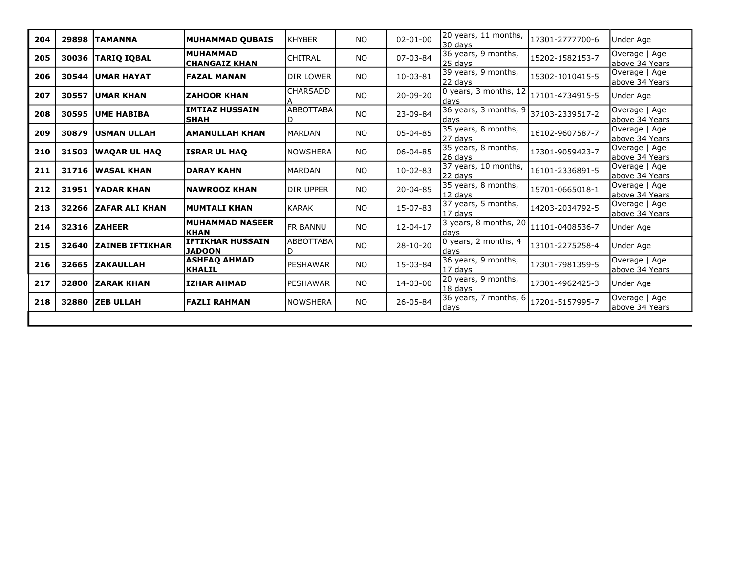| | | | | | | | | | |
|---|---|---|---|---|---|---|---|---|---|
| **204** | **29898** | **TAMANNA** | **MUHAMMAD QUBAIS** | KHYBER | NO | 02-01-00 | 20 years, 11 months, 30 days | 17301-2777700-6 | Under Age |
| **205** | **30036** | **TARIQ IQBAL** | **MUHAMMAD CHANGAIZ KHAN** | CHITRAL | NO | 07-03-84 | 36 years, 9 months, 25 days | 15202-1582153-7 | Overage \| Age above 34 Years |
| **206** | **30544** | **UMAR HAYAT** | **FAZAL MANAN** | DIR LOWER | NO | 10-03-81 | 39 years, 9 months, 22 days | 15302-1010415-5 | Overage \| Age above 34 Years |
| **207** | **30557** | **UMAR KHAN** | **ZAHOOR KHAN** | CHARSADDA | NO | 20-09-20 | 0 years, 3 months, 12 days | 17101-4734915-5 | Under Age |
| **208** | **30595** | **UME HABIBA** | **IMTIAZ HUSSAIN SHAH** | ABBOTTABAD | NO | 23-09-84 | 36 years, 3 months, 9 days | 37103-2339517-2 | Overage \| Age above 34 Years |
| **209** | **30879** | **USMAN ULLAH** | **AMANULLAH KHAN** | MARDAN | NO | 05-04-85 | 35 years, 8 months, 27 days | 16102-9607587-7 | Overage \| Age above 34 Years |
| **210** | **31503** | **WAQAR UL HAQ** | **ISRAR UL HAQ** | NOWSHERA | NO | 06-04-85 | 35 years, 8 months, 26 days | 17301-9059423-7 | Overage \| Age above 34 Years |
| **211** | **31716** | **WASAL KHAN** | **DARAY KAHN** | MARDAN | NO | 10-02-83 | 37 years, 10 months, 22 days | 16101-2336891-5 | Overage \| Age above 34 Years |
| **212** | **31951** | **YADAR KHAN** | **NAWROOZ KHAN** | DIR UPPER | NO | 20-04-85 | 35 years, 8 months, 12 days | 15701-0665018-1 | Overage \| Age above 34 Years |
| **213** | **32266** | **ZAFAR ALI KHAN** | **MUMTALI KHAN** | KARAK | NO | 15-07-83 | 37 years, 5 months, 17 days | 14203-2034792-5 | Overage \| Age above 34 Years |
| **214** | **32316** | **ZAHEER** | **MUHAMMAD NASEER KHAN** | FR BANNU | NO | 12-04-17 | 3 years, 8 months, 20 days | 11101-0408536-7 | Under Age |
| **215** | **32640** | **ZAINEB IFTIKHAR** | **IFTIKHAR HUSSAIN JADOON** | ABBOTTABAD | NO | 28-10-20 | 0 years, 2 months, 4 days | 13101-2275258-4 | Under Age |
| **216** | **32665** | **ZAKAULLAH** | **ASHFAQ AHMAD KHALIL** | PESHAWAR | NO | 15-03-84 | 36 years, 9 months, 17 days | 17301-7981359-5 | Overage \| Age above 34 Years |
| **217** | **32800** | **ZARAK KHAN** | **IZHAR AHMAD** | PESHAWAR | NO | 14-03-00 | 20 years, 9 months, 18 days | 17301-4962425-3 | Under Age |
| **218** | **32880** | **ZEB ULLAH** | **FAZLI RAHMAN** | NOWSHERA | NO | 26-05-84 | 36 years, 7 months, 6 days | 17201-5157995-7 | Overage \| Age above 34 Years |